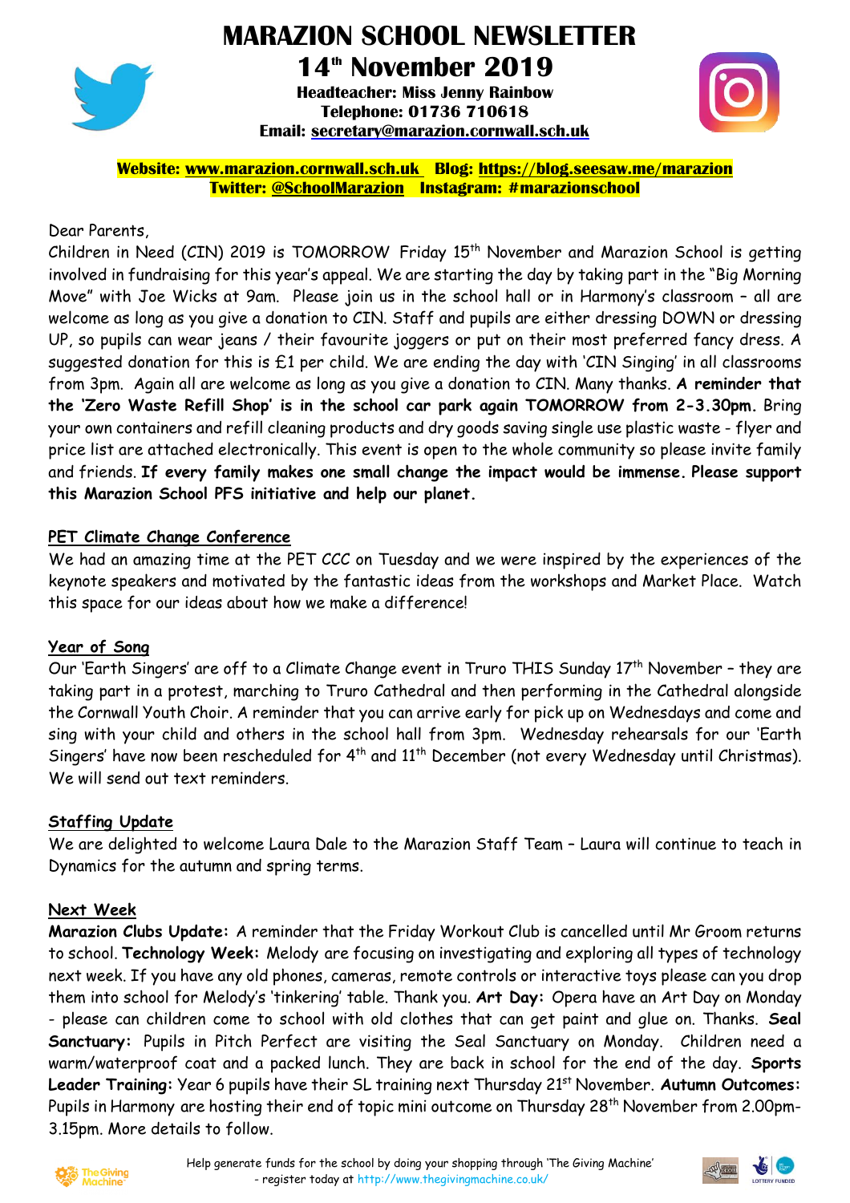# MARAZION SCHOOL NEWSLETTER

## 14th November 2019

**Headteacher: Miss Jenny Rainbow**
**Telephone: 01736 710618**
**Email: secretary@marazion.cornwall.sch.uk**

**Website: www.marazion.cornwall.sch.uk Blog: https://blog.seesaw.me/marazion**
**Twitter: @SchoolMarazion Instagram: #marazionschool**

Dear Parents,

Children in Need (CIN) 2019 is TOMORROW Friday 15th November and Marazion School is getting involved in fundraising for this year's appeal. We are starting the day by taking part in the "Big Morning Move" with Joe Wicks at 9am. Please join us in the school hall or in Harmony's classroom – all are welcome as long as you give a donation to CIN. Staff and pupils are either dressing DOWN or dressing UP, so pupils can wear jeans / their favourite joggers or put on their most preferred fancy dress. A suggested donation for this is £1 per child. We are ending the day with 'CIN Singing' in all classrooms from 3pm. Again all are welcome as long as you give a donation to CIN. Many thanks. **A reminder that the 'Zero Waste Refill Shop' is in the school car park again TOMORROW from 2-3.30pm.** Bring your own containers and refill cleaning products and dry goods saving single use plastic waste - flyer and price list are attached electronically. This event is open to the whole community so please invite family and friends. **If every family makes one small change the impact would be immense. Please support this Marazion School PFS initiative and help our planet.**

### PET Climate Change Conference

We had an amazing time at the PET CCC on Tuesday and we were inspired by the experiences of the keynote speakers and motivated by the fantastic ideas from the workshops and Market Place. Watch this space for our ideas about how we make a difference!

### Year of Song

Our 'Earth Singers' are off to a Climate Change event in Truro THIS Sunday 17th November – they are taking part in a protest, marching to Truro Cathedral and then performing in the Cathedral alongside the Cornwall Youth Choir. A reminder that you can arrive early for pick up on Wednesdays and come and sing with your child and others in the school hall from 3pm. Wednesday rehearsals for our 'Earth Singers' have now been rescheduled for 4th and 11th December (not every Wednesday until Christmas). We will send out text reminders.

### Staffing Update

We are delighted to welcome Laura Dale to the Marazion Staff Team – Laura will continue to teach in Dynamics for the autumn and spring terms.

### Next Week

**Marazion Clubs Update:** A reminder that the Friday Workout Club is cancelled until Mr Groom returns to school. **Technology Week:** Melody are focusing on investigating and exploring all types of technology next week. If you have any old phones, cameras, remote controls or interactive toys please can you drop them into school for Melody's 'tinkering' table. Thank you. **Art Day:** Opera have an Art Day on Monday - please can children come to school with old clothes that can get paint and glue on. Thanks. **Seal Sanctuary:** Pupils in Pitch Perfect are visiting the Seal Sanctuary on Monday. Children need a warm/waterproof coat and a packed lunch. They are back in school for the end of the day. **Sports Leader Training:** Year 6 pupils have their SL training next Thursday 21st November. **Autumn Outcomes:** Pupils in Harmony are hosting their end of topic mini outcome on Thursday 28th November from 2.00pm-3.15pm. More details to follow.

Help generate funds for the school by doing your shopping through 'The Giving Machine' - register today at http://www.thegivingmachine.co.uk/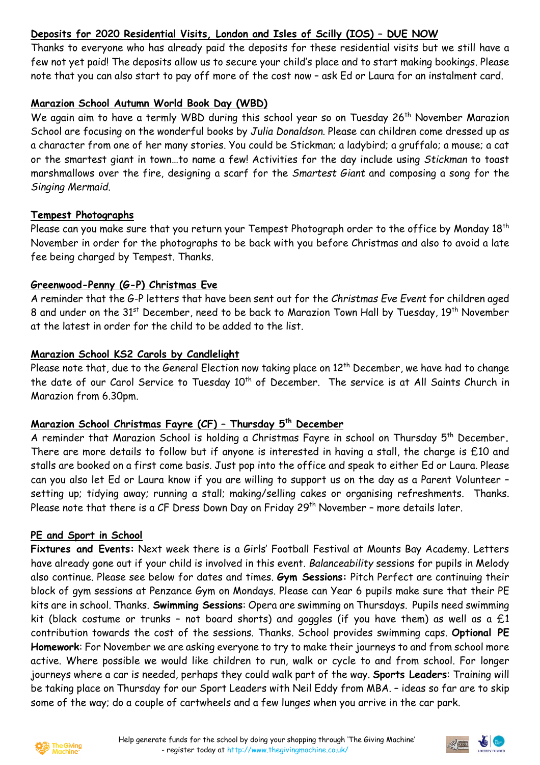**Deposits for 2020 Residential Visits, London and Isles of Scilly (IOS) – DUE NOW**

Thanks to everyone who has already paid the deposits for these residential visits but we still have a few not yet paid! The deposits allow us to secure your child's place and to start making bookings. Please note that you can also start to pay off more of the cost now – ask Ed or Laura for an instalment card.

**Marazion School Autumn World Book Day (WBD)**

We again aim to have a termly WBD during this school year so on Tuesday 26th November Marazion School are focusing on the wonderful books by *Julia Donaldson*. Please can children come dressed up as a character from one of her many stories. You could be Stickman; a ladybird; a gruffalo; a mouse; a cat or the smartest giant in town…to name a few! Activities for the day include using *Stickman* to toast marshmallows over the fire, designing a scarf for the *Smartest Giant* and composing a song for the *Singing Mermaid*.

**Tempest Photographs**

Please can you make sure that you return your Tempest Photograph order to the office by Monday 18th November in order for the photographs to be back with you before Christmas and also to avoid a late fee being charged by Tempest. Thanks.

**Greenwood-Penny (G-P) Christmas Eve**

A reminder that the G-P letters that have been sent out for the *Christmas Eve Event* for children aged 8 and under on the 31st December, need to be back to Marazion Town Hall by Tuesday, 19th November at the latest in order for the child to be added to the list.

**Marazion School KS2 Carols by Candlelight**

Please note that, due to the General Election now taking place on 12th December, we have had to change the date of our Carol Service to Tuesday 10th of December. The service is at All Saints Church in Marazion from 6.30pm.

**Marazion School Christmas Fayre (CF) – Thursday 5th December**

A reminder that Marazion School is holding a Christmas Fayre in school on Thursday 5th December. There are more details to follow but if anyone is interested in having a stall, the charge is £10 and stalls are booked on a first come basis. Just pop into the office and speak to either Ed or Laura. Please can you also let Ed or Laura know if you are willing to support us on the day as a Parent Volunteer – setting up; tidying away; running a stall; making/selling cakes or organising refreshments. Thanks. Please note that there is a CF Dress Down Day on Friday 29th November – more details later.

**PE and Sport in School**

**Fixtures and Events:** Next week there is a Girls' Football Festival at Mounts Bay Academy. Letters have already gone out if your child is involved in this event. *Balanceability* sessions for pupils in Melody also continue. Please see below for dates and times. **Gym Sessions:** Pitch Perfect are continuing their block of gym sessions at Penzance Gym on Mondays. Please can Year 6 pupils make sure that their PE kits are in school. Thanks. **Swimming Sessions**: Opera are swimming on Thursdays. Pupils need swimming kit (black costume or trunks – not board shorts) and goggles (if you have them) as well as a £1 contribution towards the cost of the sessions. Thanks. School provides swimming caps. **Optional PE Homework**: For November we are asking everyone to try to make their journeys to and from school more active. Where possible we would like children to run, walk or cycle to and from school. For longer journeys where a car is needed, perhaps they could walk part of the way. **Sports Leaders**: Training will be taking place on Thursday for our Sport Leaders with Neil Eddy from MBA. – ideas so far are to skip some of the way; do a couple of cartwheels and a few lunges when you arrive in the car park.

Help generate funds for the school by doing your shopping through 'The Giving Machine' - register today at http://www.thegivingmachine.co.uk/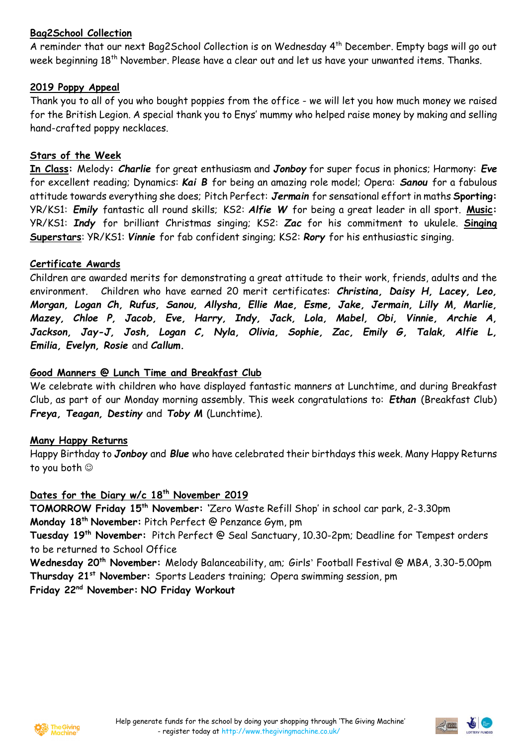**Bag2School Collection**

A reminder that our next Bag2School Collection is on Wednesday 4th December. Empty bags will go out week beginning 18th November. Please have a clear out and let us have your unwanted items. Thanks.

**2019 Poppy Appeal**

Thank you to all of you who bought poppies from the office - we will let you how much money we raised for the British Legion. A special thank you to Enys' mummy who helped raise money by making and selling hand-crafted poppy necklaces.

**Stars of the Week**

**In Class:** Melody: ***Charlie*** for great enthusiasm and ***Jonboy*** for super focus in phonics; Harmony: ***Eve*** for excellent reading; Dynamics: ***Kai B*** for being an amazing role model; Opera: ***Sanou*** for a fabulous attitude towards everything she does; Pitch Perfect: ***Jermain*** for sensational effort in maths **Sporting:** YR/KS1: ***Emily*** fantastic all round skills; KS2: ***Alfie W*** for being a great leader in all sport. **Music:** YR/KS1: ***Indy*** for brilliant Christmas singing; KS2: ***Zac*** for his commitment to ukulele. **Singing Superstars**: YR/KS1: ***Vinnie*** for fab confident singing; KS2: ***Rory*** for his enthusiastic singing.

**Certificate Awards**

Children are awarded merits for demonstrating a great attitude to their work, friends, adults and the environment. Children who have earned 20 merit certificates: ***Christina, Daisy H, Lacey, Leo, Morgan, Logan Ch, Rufus, Sanou, Allysha, Ellie Mae, Esme, Jake, Jermain, Lilly M, Marlie, Mazey, Chloe P, Jacob, Eve, Harry, Indy, Jack, Lola, Mabel, Obi, Vinnie, Archie A, Jackson, Jay-J, Josh, Logan C, Nyla, Olivia, Sophie, Zac, Emily G, Talak, Alfie L, Emilia, Evelyn, Rosie*** and ***Callum.***

**Good Manners @ Lunch Time and Breakfast Club**

We celebrate with children who have displayed fantastic manners at Lunchtime, and during Breakfast Club, as part of our Monday morning assembly. This week congratulations to: ***Ethan*** (Breakfast Club) ***Freya, Teagan, Destiny*** and ***Toby M*** (Lunchtime).

**Many Happy Returns**

Happy Birthday to ***Jonboy*** and ***Blue*** who have celebrated their birthdays this week. Many Happy Returns to you both ☺

**Dates for the Diary w/c 18th November 2019**

**TOMORROW Friday 15th November:** 'Zero Waste Refill Shop' in school car park, 2-3.30pm
**Monday 18th November:** Pitch Perfect @ Penzance Gym, pm
**Tuesday 19th November:** Pitch Perfect @ Seal Sanctuary, 10.30-2pm; Deadline for Tempest orders to be returned to School Office
**Wednesday 20th November:** Melody Balanceability, am; Girls' Football Festival @ MBA, 3.30-5.00pm
**Thursday 21st November:** Sports Leaders training; Opera swimming session, pm
**Friday 22nd November: NO Friday Workout**

Help generate funds for the school by doing your shopping through 'The Giving Machine' - register today at http://www.thegivingmachine.co.uk/